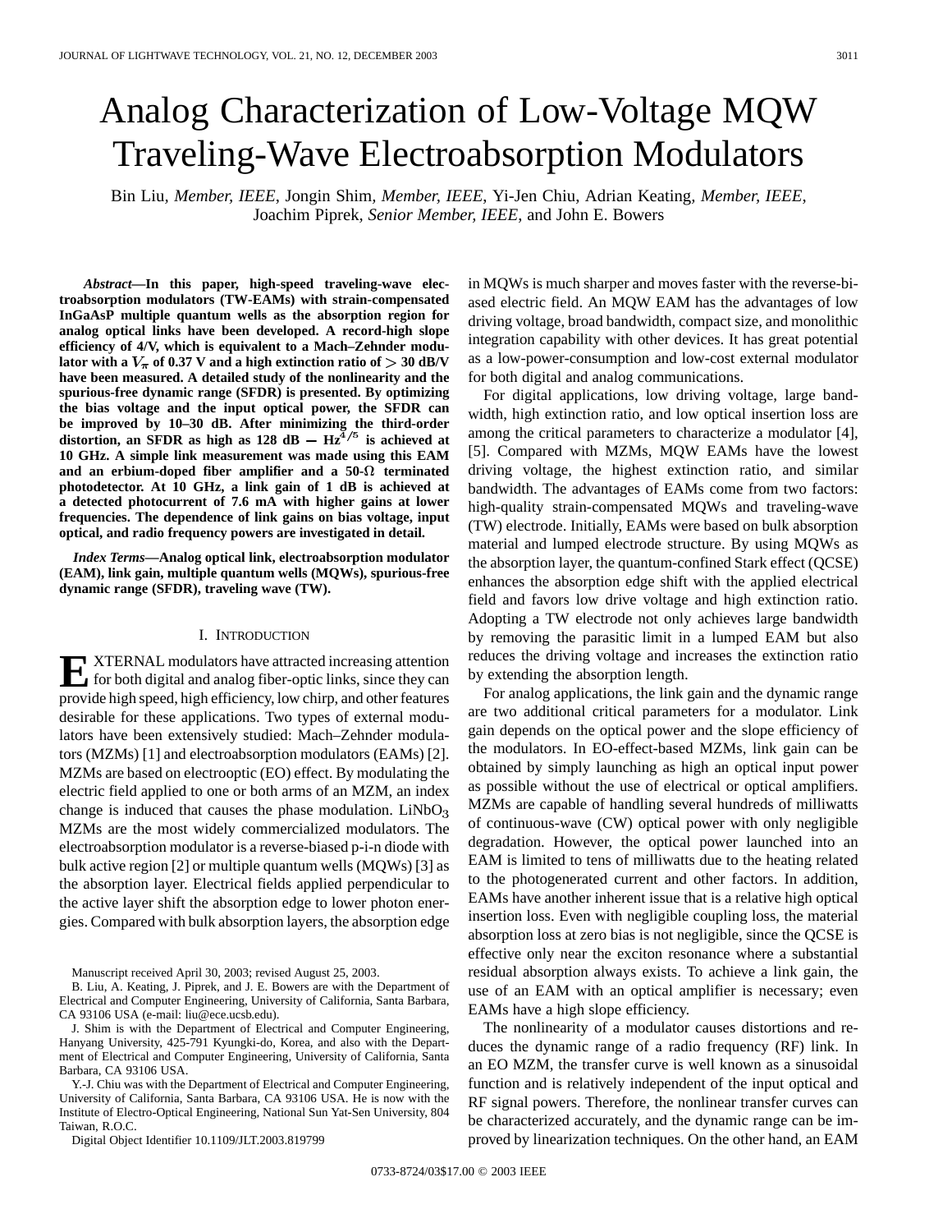# Analog Characterization of Low-Voltage MQW Traveling-Wave Electroabsorption Modulators

Bin Liu, *Member, IEEE*, Jongin Shim, *Member, IEEE*, Yi-Jen Chiu, Adrian Keating, *Member, IEEE*, Joachim Piprek, *Senior Member, IEEE*, and John E. Bowers

***Abstract*—In this paper, high-speed traveling-wave electroabsorption modulators (TW-EAMs) with strain-compensated InGaAsP multiple quantum wells as the absorption region for analog optical links have been developed. A record-high slope efficiency of 4/V, which is equivalent to a Mach–Zehnder modulator with a $V_\pi$ of 0.37 V and a high extinction ratio of $> 30$ dB/V have been measured. A detailed study of the nonlinearity and the spurious-free dynamic range (SFDR) is presented. By optimizing the bias voltage and the input optical power, the SFDR can be improved by 10–30 dB. After minimizing the third-order distortion, an SFDR as high as 128 dB $-$ Hz$^{4/5}$ is achieved at 10 GHz. A simple link measurement was made using this EAM and an erbium-doped fiber amplifier and a 50-$\Omega$ terminated photodetector. At 10 GHz, a link gain of 1 dB is achieved at a detected photocurrent of 7.6 mA with higher gains at lower frequencies. The dependence of link gains on bias voltage, input optical, and radio frequency powers are investigated in detail.**

***Index Terms*—Analog optical link, electroabsorption modulator (EAM), link gain, multiple quantum wells (MQWs), spurious-free dynamic range (SFDR), traveling wave (TW).**

## I. Introduction

External modulators have attracted increasing attention for both digital and analog fiber-optic links, since they can provide high speed, high efficiency, low chirp, and other features desirable for these applications. Two types of external modulators have been extensively studied: Mach–Zehnder modulators (MZMs) [1] and electroabsorption modulators (EAMs) [2]. MZMs are based on electrooptic (EO) effect. By modulating the electric field applied to one or both arms of an MZM, an index change is induced that causes the phase modulation. $LiNbO_3$ MZMs are the most widely commercialized modulators. The electroabsorption modulator is a reverse-biased p-i-n diode with bulk active region [2] or multiple quantum wells (MQWs) [3] as the absorption layer. Electrical fields applied perpendicular to the active layer shift the absorption edge to lower photon energies. Compared with bulk absorption layers, the absorption edge in MQWs is much sharper and moves faster with the reverse-biased electric field. An MQW EAM has the advantages of low driving voltage, broad bandwidth, compact size, and monolithic integration capability with other devices. It has great potential as a low-power-consumption and low-cost external modulator for both digital and analog communications.

For digital applications, low driving voltage, large bandwidth, high extinction ratio, and low optical insertion loss are among the critical parameters to characterize a modulator [4], [5]. Compared with MZMs, MQW EAMs have the lowest driving voltage, the highest extinction ratio, and similar bandwidth. The advantages of EAMs come from two factors: high-quality strain-compensated MQWs and traveling-wave (TW) electrode. Initially, EAMs were based on bulk absorption material and lumped electrode structure. By using MQWs as the absorption layer, the quantum-confined Stark effect (QCSE) enhances the absorption edge shift with the applied electrical field and favors low drive voltage and high extinction ratio. Adopting a TW electrode not only achieves large bandwidth by removing the parasitic limit in a lumped EAM but also reduces the driving voltage and increases the extinction ratio by extending the absorption length.

For analog applications, the link gain and the dynamic range are two additional critical parameters for a modulator. Link gain depends on the optical power and the slope efficiency of the modulators. In EO-effect-based MZMs, link gain can be obtained by simply launching as high an optical input power as possible without the use of electrical or optical amplifiers. MZMs are capable of handling several hundreds of milliwatts of continuous-wave (CW) optical power with only negligible degradation. However, the optical power launched into an EAM is limited to tens of milliwatts due to the heating related to the photogenerated current and other factors. In addition, EAMs have another inherent issue that is a relative high optical insertion loss. Even with negligible coupling loss, the material absorption loss at zero bias is not negligible, since the QCSE is effective only near the exciton resonance where a substantial residual absorption always exists. To achieve a link gain, the use of an EAM with an optical amplifier is necessary; even EAMs have a high slope efficiency.

The nonlinearity of a modulator causes distortions and reduces the dynamic range of a radio frequency (RF) link. In an EO MZM, the transfer curve is well known as a sinusoidal function and is relatively independent of the input optical and RF signal powers. Therefore, the nonlinear transfer curves can be characterized accurately, and the dynamic range can be improved by linearization techniques. On the other hand, an EAM

Manuscript received April 30, 2003; revised August 25, 2003.

B. Liu, A. Keating, J. Piprek, and J. E. Bowers are with the Department of Electrical and Computer Engineering, University of California, Santa Barbara, CA 93106 USA (e-mail: liu@ece.ucsb.edu).

J. Shim is with the Department of Electrical and Computer Engineering, Hanyang University, 425-791 Kyungki-do, Korea, and also with the Department of Electrical and Computer Engineering, University of California, Santa Barbara, CA 93106 USA.

Y.-J. Chiu was with the Department of Electrical and Computer Engineering, University of California, Santa Barbara, CA 93106 USA. He is now with the Institute of Electro-Optical Engineering, National Sun Yat-Sen University, 804 Taiwan, R.O.C.

Digital Object Identifier 10.1109/JLT.2003.819799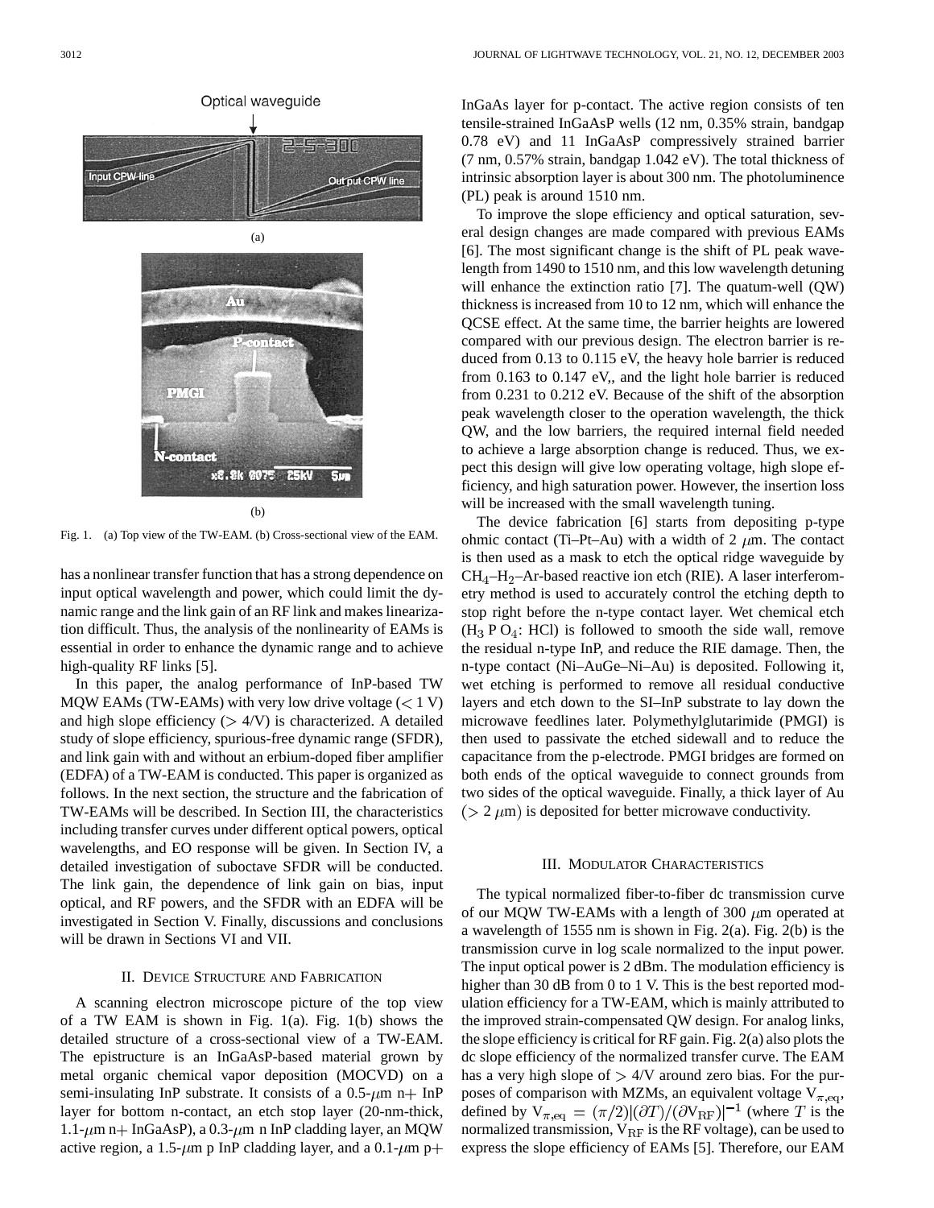Fig. 1. (a) Top view of the TW-EAM. (b) Cross-sectional view of the EAM.

has a nonlinear transfer function that has a strong dependence on input optical wavelength and power, which could limit the dynamic range and the link gain of an RF link and makes linearization difficult. Thus, the analysis of the nonlinearity of EAMs is essential in order to enhance the dynamic range and to achieve high-quality RF links [5].

In this paper, the analog performance of InP-based TW MQW EAMs (TW-EAMs) with very low drive voltage ($< 1$ V) and high slope efficiency ($> 4$/V) is characterized. A detailed study of slope efficiency, spurious-free dynamic range (SFDR), and link gain with and without an erbium-doped fiber amplifier (EDFA) of a TW-EAM is conducted. This paper is organized as follows. In the next section, the structure and the fabrication of TW-EAMs will be described. In Section III, the characteristics including transfer curves under different optical powers, optical wavelengths, and EO response will be given. In Section IV, a detailed investigation of suboctave SFDR will be conducted. The link gain, the dependence of link gain on bias, input optical, and RF powers, and the SFDR with an EDFA will be investigated in Section V. Finally, discussions and conclusions will be drawn in Sections VI and VII.

## II. Device Structure and Fabrication

A scanning electron microscope picture of the top view of a TW EAM is shown in Fig. 1(a). Fig. 1(b) shows the detailed structure of a cross-sectional view of a TW-EAM. The epistructure is an InGaAsP-based material grown by metal organic chemical vapor deposition (MOCVD) on a semi-insulating InP substrate. It consists of a 0.5-$\mu$m n+ InP layer for bottom n-contact, an etch stop layer (20-nm-thick, 1.1-$\mu$m n+ InGaAsP), a 0.3-$\mu$m n InP cladding layer, an MQW active region, a 1.5-$\mu$m p InP cladding layer, and a 0.1-$\mu$m p+ InGaAs layer for p-contact. The active region consists of ten tensile-strained InGaAsP wells (12 nm, 0.35% strain, bandgap 0.78 eV) and 11 InGaAsP compressively strained barrier (7 nm, 0.57% strain, bandgap 1.042 eV). The total thickness of intrinsic absorption layer is about 300 nm. The photoluminence (PL) peak is around 1510 nm.

To improve the slope efficiency and optical saturation, several design changes are made compared with previous EAMs [6]. The most significant change is the shift of PL peak wavelength from 1490 to 1510 nm, and this low wavelength detuning will enhance the extinction ratio [7]. The quatum-well (QW) thickness is increased from 10 to 12 nm, which will enhance the QCSE effect. At the same time, the barrier heights are lowered compared with our previous design. The electron barrier is reduced from 0.13 to 0.115 eV, the heavy hole barrier is reduced from 0.163 to 0.147 eV,, and the light hole barrier is reduced from 0.231 to 0.212 eV. Because of the shift of the absorption peak wavelength closer to the operation wavelength, the thick QW, and the low barriers, the required internal field needed to achieve a large absorption change is reduced. Thus, we expect this design will give low operating voltage, high slope efficiency, and high saturation power. However, the insertion loss will be increased with the small wavelength tuning.

The device fabrication [6] starts from depositing p-type ohmic contact (Ti–Pt–Au) with a width of 2 $\mu$m. The contact is then used as a mask to etch the optical ridge waveguide by $CH_4$–$H_2$–Ar-based reactive ion etch (RIE). A laser interferometry method is used to accurately control the etching depth to stop right before the n-type contact layer. Wet chemical etch ($H_3PO_4$: HCl) is followed to smooth the side wall, remove the residual n-type InP, and reduce the RIE damage. Then, the n-type contact (Ni–AuGe–Ni–Au) is deposited. Following it, wet etching is performed to remove all residual conductive layers and etch down to the SI–InP substrate to lay down the microwave feedlines later. Polymethylglutarimide (PMGI) is then used to passivate the etched sidewall and to reduce the capacitance from the p-electrode. PMGI bridges are formed on both ends of the optical waveguide to connect grounds from two sides of the optical waveguide. Finally, a thick layer of Au ($> 2$ $\mu$m) is deposited for better microwave conductivity.

## III. Modulator Characteristics

The typical normalized fiber-to-fiber dc transmission curve of our MQW TW-EAMs with a length of 300 $\mu$m operated at a wavelength of 1555 nm is shown in Fig. 2(a). Fig. 2(b) is the transmission curve in log scale normalized to the input power. The input optical power is 2 dBm. The modulation efficiency is higher than 30 dB from 0 to 1 V. This is the best reported modulation efficiency for a TW-EAM, which is mainly attributed to the improved strain-compensated QW design. For analog links, the slope efficiency is critical for RF gain. Fig. 2(a) also plots the dc slope efficiency of the normalized transfer curve. The EAM has a very high slope of $> 4$/V around zero bias. For the purposes of comparison with MZMs, an equivalent voltage $V_{\pi,\mathrm{eq}}$, defined by $V_{\pi,\mathrm{eq}} = (\pi/2)|(\partial T)/(\partial V_{\mathrm{RF}})|^{-1}$ (where $T$ is the normalized transmission, $V_{\mathrm{RF}}$ is the RF voltage), can be used to express the slope efficiency of EAMs [5]. Therefore, our EAM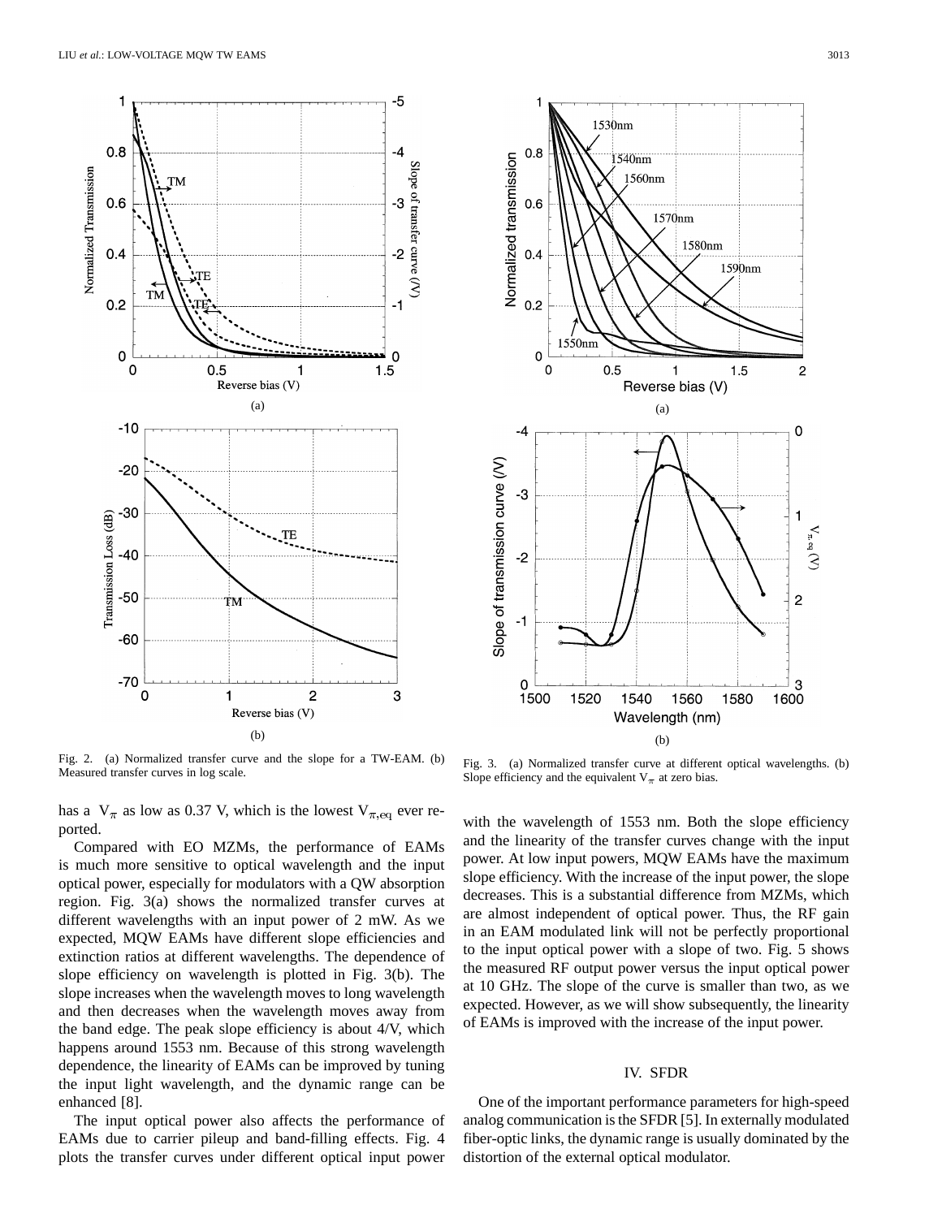Fig. 2. (a) Normalized transfer curve and the slope for a TW-EAM. (b) Measured transfer curves in log scale.

Fig. 3. (a) Normalized transfer curve at different optical wavelengths. (b) Slope efficiency and the equivalent $V_{\pi}$ at zero bias.

has a $V_{\pi}$ as low as 0.37 V, which is the lowest $V_{\pi,\mathrm{eq}}$ ever reported.

Compared with EO MZMs, the performance of EAMs is much more sensitive to optical wavelength and the input optical power, especially for modulators with a QW absorption region. Fig. 3(a) shows the normalized transfer curves at different wavelengths with an input power of 2 mW. As we expected, MQW EAMs have different slope efficiencies and extinction ratios at different wavelengths. The dependence of slope efficiency on wavelength is plotted in Fig. 3(b). The slope increases when the wavelength moves to long wavelength and then decreases when the wavelength moves away from the band edge. The peak slope efficiency is about 4/V, which happens around 1553 nm. Because of this strong wavelength dependence, the linearity of EAMs can be improved by tuning the input light wavelength, and the dynamic range can be enhanced [8].

The input optical power also affects the performance of EAMs due to carrier pileup and band-filling effects. Fig. 4 plots the transfer curves under different optical input power with the wavelength of 1553 nm. Both the slope efficiency and the linearity of the transfer curves change with the input power. At low input powers, MQW EAMs have the maximum slope efficiency. With the increase of the input power, the slope decreases. This is a substantial difference from MZMs, which are almost independent of optical power. Thus, the RF gain in an EAM modulated link will not be perfectly proportional to the input optical power with a slope of two. Fig. 5 shows the measured RF output power versus the input optical power at 10 GHz. The slope of the curve is smaller than two, as we expected. However, as we will show subsequently, the linearity of EAMs is improved with the increase of the input power.

## IV. SFDR

One of the important performance parameters for high-speed analog communication is the SFDR [5]. In externally modulated fiber-optic links, the dynamic range is usually dominated by the distortion of the external optical modulator.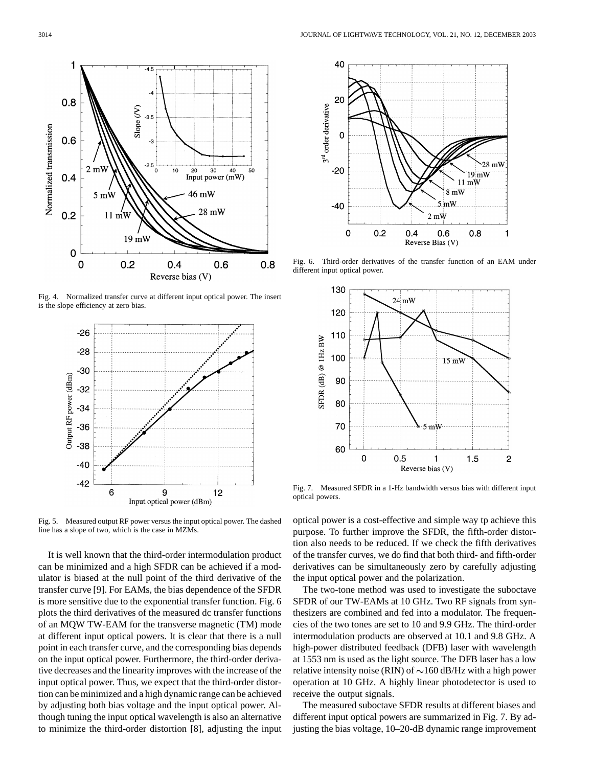Fig. 4. Normalized transfer curve at different input optical power. The insert is the slope efficiency at zero bias.

Fig. 5. Measured output RF power versus the input optical power. The dashed line has a slope of two, which is the case in MZMs.

It is well known that the third-order intermodulation product can be minimized and a high SFDR can be achieved if a modulator is biased at the null point of the third derivative of the transfer curve [9]. For EAMs, the bias dependence of the SFDR is more sensitive due to the exponential transfer function. Fig. 6 plots the third derivatives of the measured dc transfer functions of an MQW TW-EAM for the transverse magnetic (TM) mode at different input optical powers. It is clear that there is a null point in each transfer curve, and the corresponding bias depends on the input optical power. Furthermore, the third-order derivative decreases and the linearity improves with the increase of the input optical power. Thus, we expect that the third-order distortion can be minimized and a high dynamic range can be achieved by adjusting both bias voltage and the input optical power. Although tuning the input optical wavelength is also an alternative to minimize the third-order distortion [8], adjusting the input optical power is a cost-effective and simple way tp achieve this purpose. To further improve the SFDR, the fifth-order distortion also needs to be reduced. If we check the fifth derivatives of the transfer curves, we do find that both third- and fifth-order derivatives can be simultaneously zero by carefully adjusting the input optical power and the polarization.

Fig. 6. Third-order derivatives of the transfer function of an EAM under different input optical power.

Fig. 7. Measured SFDR in a 1-Hz bandwidth versus bias with different input optical powers.

The two-tone method was used to investigate the suboctave SFDR of our TW-EAMs at 10 GHz. Two RF signals from synthesizers are combined and fed into a modulator. The frequencies of the two tones are set to 10 and 9.9 GHz. The third-order intermodulation products are observed at 10.1 and 9.8 GHz. A high-power distributed feedback (DFB) laser with wavelength at 1553 nm is used as the light source. The DFB laser has a low relative intensity noise (RIN) of ~160 dB/Hz with a high power operation at 10 GHz. A highly linear photodetector is used to receive the output signals.

The measured suboctave SFDR results at different biases and different input optical powers are summarized in Fig. 7. By adjusting the bias voltage, 10–20-dB dynamic range improvement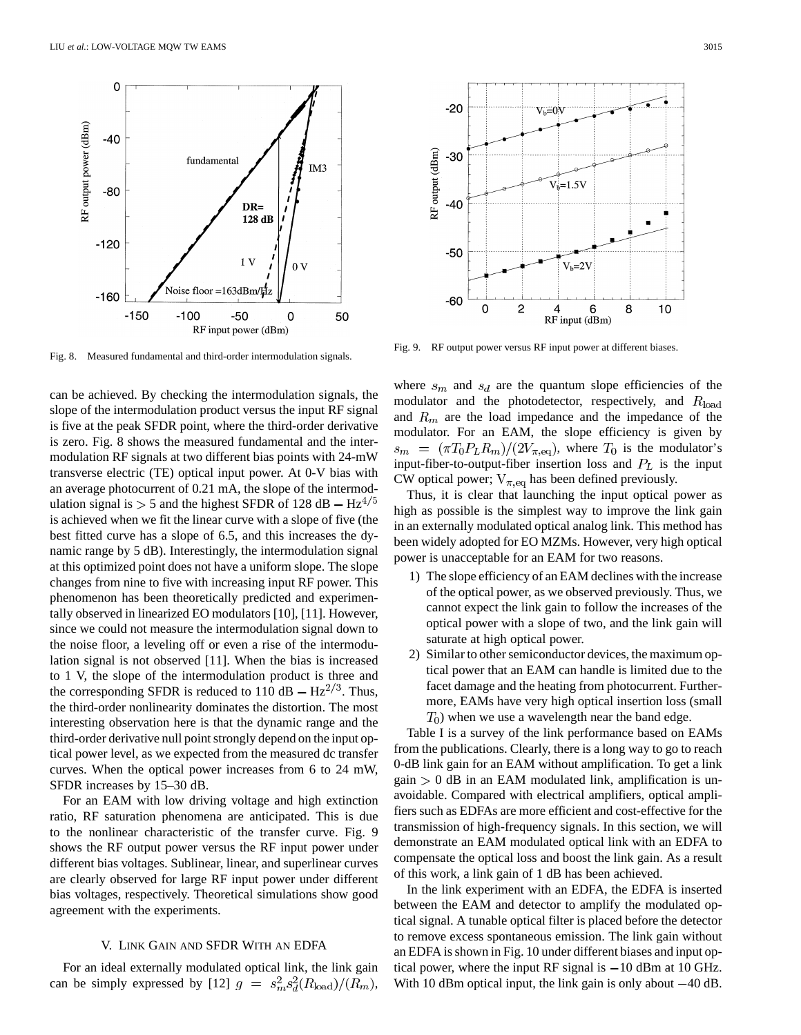Fig. 8. Measured fundamental and third-order intermodulation signals.

Fig. 9. RF output power versus RF input power at different biases.

can be achieved. By checking the intermodulation signals, the slope of the intermodulation product versus the input RF signal is five at the peak SFDR point, where the third-order derivative is zero. Fig. 8 shows the measured fundamental and the intermodulation RF signals at two different bias points with 24-mW transverse electric (TE) optical input power. At 0-V bias with an average photocurrent of 0.21 mA, the slope of the intermodulation signal is $> 5$ and the highest SFDR of 128 dB $-$ Hz$^{4/5}$ is achieved when we fit the linear curve with a slope of five (the best fitted curve has a slope of 6.5, and this increases the dynamic range by 5 dB). Interestingly, the intermodulation signal at this optimized point does not have a uniform slope. The slope changes from nine to five with increasing input RF power. This phenomenon has been theoretically predicted and experimentally observed in linearized EO modulators [10], [11]. However, since we could not measure the intermodulation signal down to the noise floor, a leveling off or even a rise of the intermodulation signal is not observed [11]. When the bias is increased to 1 V, the slope of the intermodulation product is three and the corresponding SFDR is reduced to 110 dB $-$ Hz$^{2/3}$. Thus, the third-order nonlinearity dominates the distortion. The most interesting observation here is that the dynamic range and the third-order derivative null point strongly depend on the input optical power level, as we expected from the measured dc transfer curves. When the optical power increases from 6 to 24 mW, SFDR increases by 15–30 dB.

For an EAM with low driving voltage and high extinction ratio, RF saturation phenomena are anticipated. This is due to the nonlinear characteristic of the transfer curve. Fig. 9 shows the RF output power versus the RF input power under different bias voltages. Sublinear, linear, and superlinear curves are clearly observed for large RF input power under different bias voltages, respectively. Theoretical simulations show good agreement with the experiments.

## V. Link Gain and SFDR With an EDFA

For an ideal externally modulated optical link, the link gain can be simply expressed by [12] $g = s_m^2 s_d^2 (R_{\text{load}})/(R_m)$, where $s_m$ and $s_d$ are the quantum slope efficiencies of the modulator and the photodetector, respectively, and $R_{\text{load}}$ and $R_m$ are the load impedance and the impedance of the modulator. For an EAM, the slope efficiency is given by $s_m = (\pi T_0 P_L R_m)/(2V_{\pi,\text{eq}})$, where $T_0$ is the modulator's input-fiber-to-output-fiber insertion loss and $P_L$ is the input CW optical power; $V_{\pi,\text{eq}}$ has been defined previously.

Thus, it is clear that launching the input optical power as high as possible is the simplest way to improve the link gain in an externally modulated optical analog link. This method has been widely adopted for EO MZMs. However, very high optical power is unacceptable for an EAM for two reasons.

1) The slope efficiency of an EAM declines with the increase of the optical power, as we observed previously. Thus, we cannot expect the link gain to follow the increases of the optical power with a slope of two, and the link gain will saturate at high optical power.
2) Similar to other semiconductor devices, the maximum optical power that an EAM can handle is limited due to the facet damage and the heating from photocurrent. Furthermore, EAMs have very high optical insertion loss (small $T_0$) when we use a wavelength near the band edge.

Table I is a survey of the link performance based on EAMs from the publications. Clearly, there is a long way to go to reach 0-dB link gain for an EAM without amplification. To get a link gain $> 0$ dB in an EAM modulated link, amplification is unavoidable. Compared with electrical amplifiers, optical amplifiers such as EDFAs are more efficient and cost-effective for the transmission of high-frequency signals. In this section, we will demonstrate an EAM modulated optical link with an EDFA to compensate the optical loss and boost the link gain. As a result of this work, a link gain of 1 dB has been achieved.

In the link experiment with an EDFA, the EDFA is inserted between the EAM and detector to amplify the modulated optical signal. A tunable optical filter is placed before the detector to remove excess spontaneous emission. The link gain without an EDFA is shown in Fig. 10 under different biases and input optical power, where the input RF signal is $-10$ dBm at 10 GHz. With 10 dBm optical input, the link gain is only about $-40$ dB.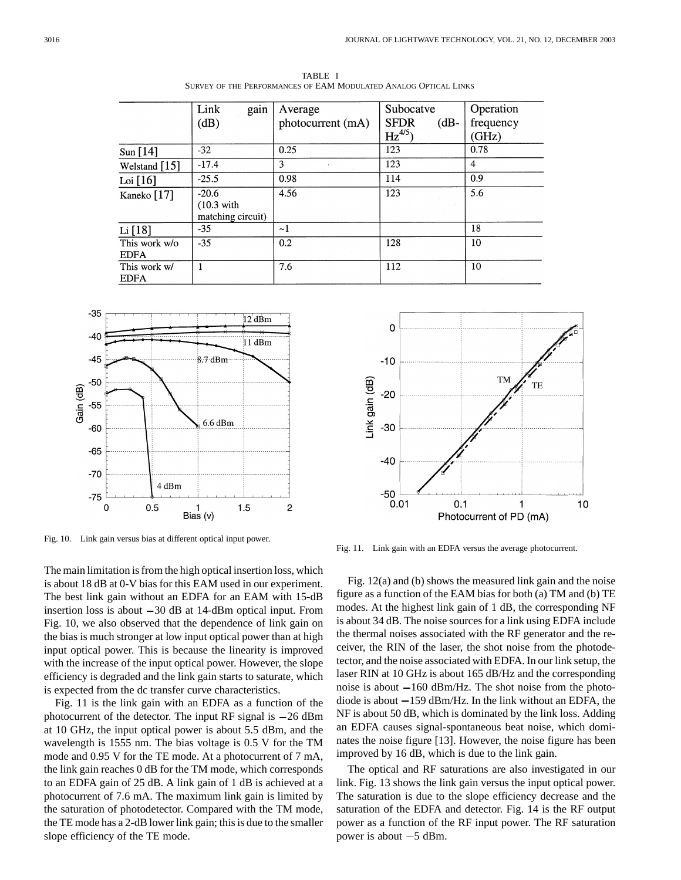TABLE I
SURVEY OF THE PERFORMANCES OF EAM MODULATED ANALOG OPTICAL LINKS

| | Link gain (dB) | Average photocurrent (mA) | Subocatve SFDR (dB-$Hz^{4/5}$) | Operation frequency (GHz) |
|---|---|---|---|---|
| Sun [14] | -32 | 0.25 | 123 | 0.78 |
| Welstand [15] | -17.4 | 3 | 123 | 4 |
| Loi [16] | -25.5 | 0.98 | 114 | 0.9 |
| Kaneko [17] | -20.6 (10.3 with matching circuit) | 4.56 | 123 | 5.6 |
| Li [18] | -35 | ~1 | | 18 |
| This work w/o EDFA | -35 | 0.2 | 128 | 10 |
| This work w/ EDFA | 1 | 7.6 | 112 | 10 |

Fig. 10. Link gain versus bias at different optical input power.

Fig. 11. Link gain with an EDFA versus the average photocurrent.

The main limitation is from the high optical insertion loss, which is about 18 dB at 0-V bias for this EAM used in our experiment. The best link gain without an EDFA for an EAM with 15-dB insertion loss is about −30 dB at 14-dBm optical input. From Fig. 10, we also observed that the dependence of link gain on the bias is much stronger at low input optical power than at high input optical power. This is because the linearity is improved with the increase of the input optical power. However, the slope efficiency is degraded and the link gain starts to saturate, which is expected from the dc transfer curve characteristics.

Fig. 11 is the link gain with an EDFA as a function of the photocurrent of the detector. The input RF signal is −26 dBm at 10 GHz, the input optical power is about 5.5 dBm, and the wavelength is 1555 nm. The bias voltage is 0.5 V for the TM mode and 0.95 V for the TE mode. At a photocurrent of 7 mA, the link gain reaches 0 dB for the TM mode, which corresponds to an EDFA gain of 25 dB. A link gain of 1 dB is achieved at a photocurrent of 7.6 mA. The maximum link gain is limited by the saturation of photodetector. Compared with the TM mode, the TE mode has a 2-dB lower link gain; this is due to the smaller slope efficiency of the TE mode.

Fig. 12(a) and (b) shows the measured link gain and the noise figure as a function of the EAM bias for both (a) TM and (b) TE modes. At the highest link gain of 1 dB, the corresponding NF is about 34 dB. The noise sources for a link using EDFA include the thermal noises associated with the RF generator and the receiver, the RIN of the laser, the shot noise from the photodetector, and the noise associated with EDFA. In our link setup, the laser RIN at 10 GHz is about 165 dB/Hz and the corresponding noise is about −160 dBm/Hz. The shot noise from the photodiode is about −159 dBm/Hz. In the link without an EDFA, the NF is about 50 dB, which is dominated by the link loss. Adding an EDFA causes signal-spontaneous beat noise, which dominates the noise figure [13]. However, the noise figure has been improved by 16 dB, which is due to the link gain.

The optical and RF saturations are also investigated in our link. Fig. 13 shows the link gain versus the input optical power. The saturation is due to the slope efficiency decrease and the saturation of the EDFA and detector. Fig. 14 is the RF output power as a function of the RF input power. The RF saturation power is about −5 dBm.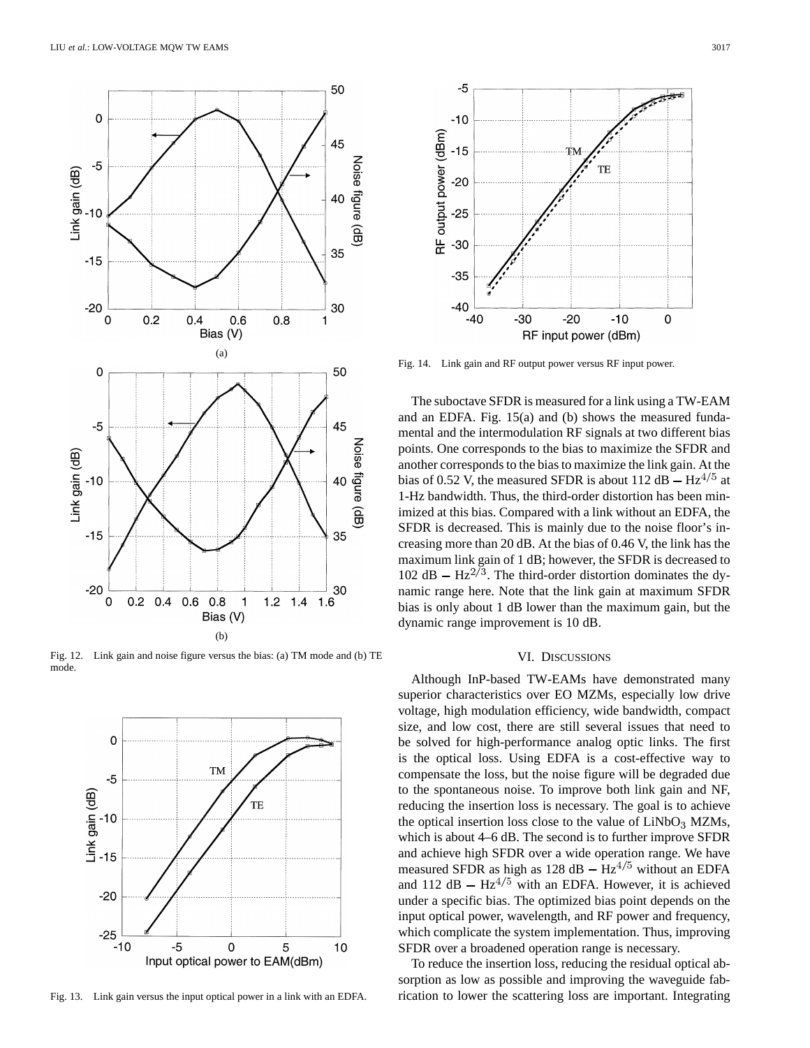Fig. 12. Link gain and noise figure versus the bias: (a) TM mode and (b) TE mode.

Fig. 13. Link gain versus the input optical power in a link with an EDFA.

Fig. 14. Link gain and RF output power versus RF input power.

The suboctave SFDR is measured for a link using a TW-EAM and an EDFA. Fig. 15(a) and (b) shows the measured fundamental and the intermodulation RF signals at two different bias points. One corresponds to the bias to maximize the SFDR and another corresponds to the bias to maximize the link gain. At the bias of 0.52 V, the measured SFDR is about 112 dB $-$ Hz$^{4/5}$ at 1-Hz bandwidth. Thus, the third-order distortion has been minimized at this bias. Compared with a link without an EDFA, the SFDR is decreased. This is mainly due to the noise floor's increasing more than 20 dB. At the bias of 0.46 V, the link has the maximum link gain of 1 dB; however, the SFDR is decreased to 102 dB $-$ Hz$^{2/3}$. The third-order distortion dominates the dynamic range here. Note that the link gain at maximum SFDR bias is only about 1 dB lower than the maximum gain, but the dynamic range improvement is 10 dB.

## VI. Discussions

Although InP-based TW-EAMs have demonstrated many superior characteristics over EO MZMs, especially low drive voltage, high modulation efficiency, wide bandwidth, compact size, and low cost, there are still several issues that need to be solved for high-performance analog optic links. The first is the optical loss. Using EDFA is a cost-effective way to compensate the loss, but the noise figure will be degraded due to the spontaneous noise. To improve both link gain and NF, reducing the insertion loss is necessary. The goal is to achieve the optical insertion loss close to the value of $LiNbO_3$ MZMs, which is about 4–6 dB. The second is to further improve SFDR and achieve high SFDR over a wide operation range. We have measured SFDR as high as 128 dB $-$ Hz$^{4/5}$ without an EDFA and 112 dB $-$ Hz$^{4/5}$ with an EDFA. However, it is achieved under a specific bias. The optimized bias point depends on the input optical power, wavelength, and RF power and frequency, which complicate the system implementation. Thus, improving SFDR over a broadened operation range is necessary.

To reduce the insertion loss, reducing the residual optical absorption as low as possible and improving the waveguide fabrication to lower the scattering loss are important. Integrating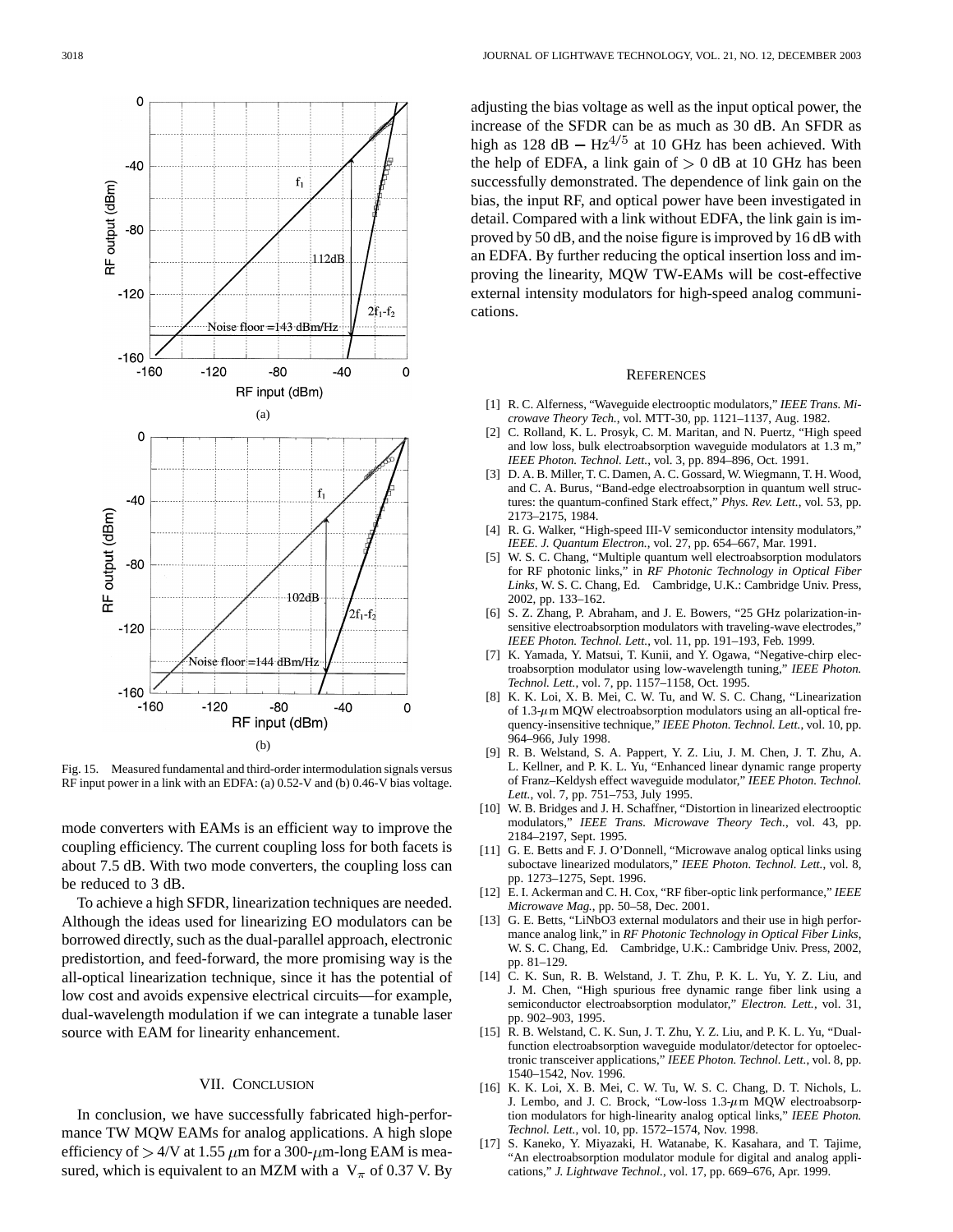Fig. 15. Measured fundamental and third-order intermodulation signals versus RF input power in a link with an EDFA: (a) 0.52-V and (b) 0.46-V bias voltage.

mode converters with EAMs is an efficient way to improve the coupling efficiency. The current coupling loss for both facets is about 7.5 dB. With two mode converters, the coupling loss can be reduced to 3 dB.

To achieve a high SFDR, linearization techniques are needed. Although the ideas used for linearizing EO modulators can be borrowed directly, such as the dual-parallel approach, electronic predistortion, and feed-forward, the more promising way is the all-optical linearization technique, since it has the potential of low cost and avoids expensive electrical circuits—for example, dual-wavelength modulation if we can integrate a tunable laser source with EAM for linearity enhancement.

## VII. Conclusion

In conclusion, we have successfully fabricated high-performance TW MQW EAMs for analog applications. A high slope efficiency of $> 4$/V at 1.55 $\mu$m for a 300-$\mu$m-long EAM is measured, which is equivalent to an MZM with a $V_\pi$ of 0.37 V. By adjusting the bias voltage as well as the input optical power, the increase of the SFDR can be as much as 30 dB. An SFDR as high as 128 dB $-$ Hz$^{4/5}$ at 10 GHz has been achieved. With the help of EDFA, a link gain of $> 0$ dB at 10 GHz has been successfully demonstrated. The dependence of link gain on the bias, the input RF, and optical power have been investigated in detail. Compared with a link without EDFA, the link gain is improved by 50 dB, and the noise figure is improved by 16 dB with an EDFA. By further reducing the optical insertion loss and improving the linearity, MQW TW-EAMs will be cost-effective external intensity modulators for high-speed analog communications.

## References

[1] R. C. Alferness, "Waveguide electrooptic modulators," *IEEE Trans. Microwave Theory Tech.*, vol. MTT-30, pp. 1121–1137, Aug. 1982.

[2] C. Rolland, K. L. Prosyk, C. M. Maritan, and N. Puertz, "High speed and low loss, bulk electroabsorption waveguide modulators at 1.3 m," *IEEE Photon. Technol. Lett.*, vol. 3, pp. 894–896, Oct. 1991.

[3] D. A. B. Miller, T. C. Damen, A. C. Gossard, W. Wiegmann, T. H. Wood, and C. A. Burus, "Band-edge electroabsorption in quantum well structures: the quantum-confined Stark effect," *Phys. Rev. Lett.*, vol. 53, pp. 2173–2175, 1984.

[4] R. G. Walker, "High-speed III-V semiconductor intensity modulators," *IEEE. J. Quantum Electron.*, vol. 27, pp. 654–667, Mar. 1991.

[5] W. S. C. Chang, "Multiple quantum well electroabsorption modulators for RF photonic links," in *RF Photonic Technology in Optical Fiber Links*, W. S. C. Chang, Ed. Cambridge, U.K.: Cambridge Univ. Press, 2002, pp. 133–162.

[6] S. Z. Zhang, P. Abraham, and J. E. Bowers, "25 GHz polarization-insensitive electroabsorption modulators with traveling-wave electrodes," *IEEE Photon. Technol. Lett.*, vol. 11, pp. 191–193, Feb. 1999.

[7] K. Yamada, Y. Matsui, T. Kunii, and Y. Ogawa, "Negative-chirp electroabsorption modulator using low-wavelength tuning," *IEEE Photon. Technol. Lett.*, vol. 7, pp. 1157–1158, Oct. 1995.

[8] K. K. Loi, X. B. Mei, C. W. Tu, and W. S. C. Chang, "Linearization of 1.3-$\mu$m MQW electroabsorption modulators using an all-optical frequency-insensitive technique," *IEEE Photon. Technol. Lett.*, vol. 10, pp. 964–966, July 1998.

[9] R. B. Welstand, S. A. Pappert, Y. Z. Liu, J. M. Chen, J. T. Zhu, A. L. Kellner, and P. K. L. Yu, "Enhanced linear dynamic range property of Franz–Keldysh effect waveguide modulator," *IEEE Photon. Technol. Lett.*, vol. 7, pp. 751–753, July 1995.

[10] W. B. Bridges and J. H. Schaffner, "Distortion in linearized electrooptic modulators," *IEEE Trans. Microwave Theory Tech.*, vol. 43, pp. 2184–2197, Sept. 1995.

[11] G. E. Betts and F. J. O'Donnell, "Microwave analog optical links using suboctave linearized modulators," *IEEE Photon. Technol. Lett.*, vol. 8, pp. 1273–1275, Sept. 1996.

[12] E. I. Ackerman and C. H. Cox, "RF fiber-optic link performance," *IEEE Microwave Mag.*, pp. 50–58, Dec. 2001.

[13] G. E. Betts, "LiNbO3 external modulators and their use in high performance analog link," in *RF Photonic Technology in Optical Fiber Links*, W. S. C. Chang, Ed. Cambridge, U.K.: Cambridge Univ. Press, 2002, pp. 81–129.

[14] C. K. Sun, R. B. Welstand, J. T. Zhu, P. K. L. Yu, Y. Z. Liu, and J. M. Chen, "High spurious free dynamic range fiber link using a semiconductor electroabsorption modulator," *Electron. Lett.*, vol. 31, pp. 902–903, 1995.

[15] R. B. Welstand, C. K. Sun, J. T. Zhu, Y. Z. Liu, and P. K. L. Yu, "Dual-function electroabsorption waveguide modulator/detector for optoelectronic transceiver applications," *IEEE Photon. Technol. Lett.*, vol. 8, pp. 1540–1542, Nov. 1996.

[16] K. K. Loi, X. B. Mei, C. W. Tu, W. S. C. Chang, D. T. Nichols, L. J. Lembo, and J. C. Brock, "Low-loss 1.3-$\mu$m MQW electroabsorption modulators for high-linearity analog optical links," *IEEE Photon. Technol. Lett.*, vol. 10, pp. 1572–1574, Nov. 1998.

[17] S. Kaneko, Y. Miyazaki, H. Watanabe, K. Kasahara, and T. Tajime, "An electroabsorption modulator module for digital and analog applications," *J. Lightwave Technol.*, vol. 17, pp. 669–676, Apr. 1999.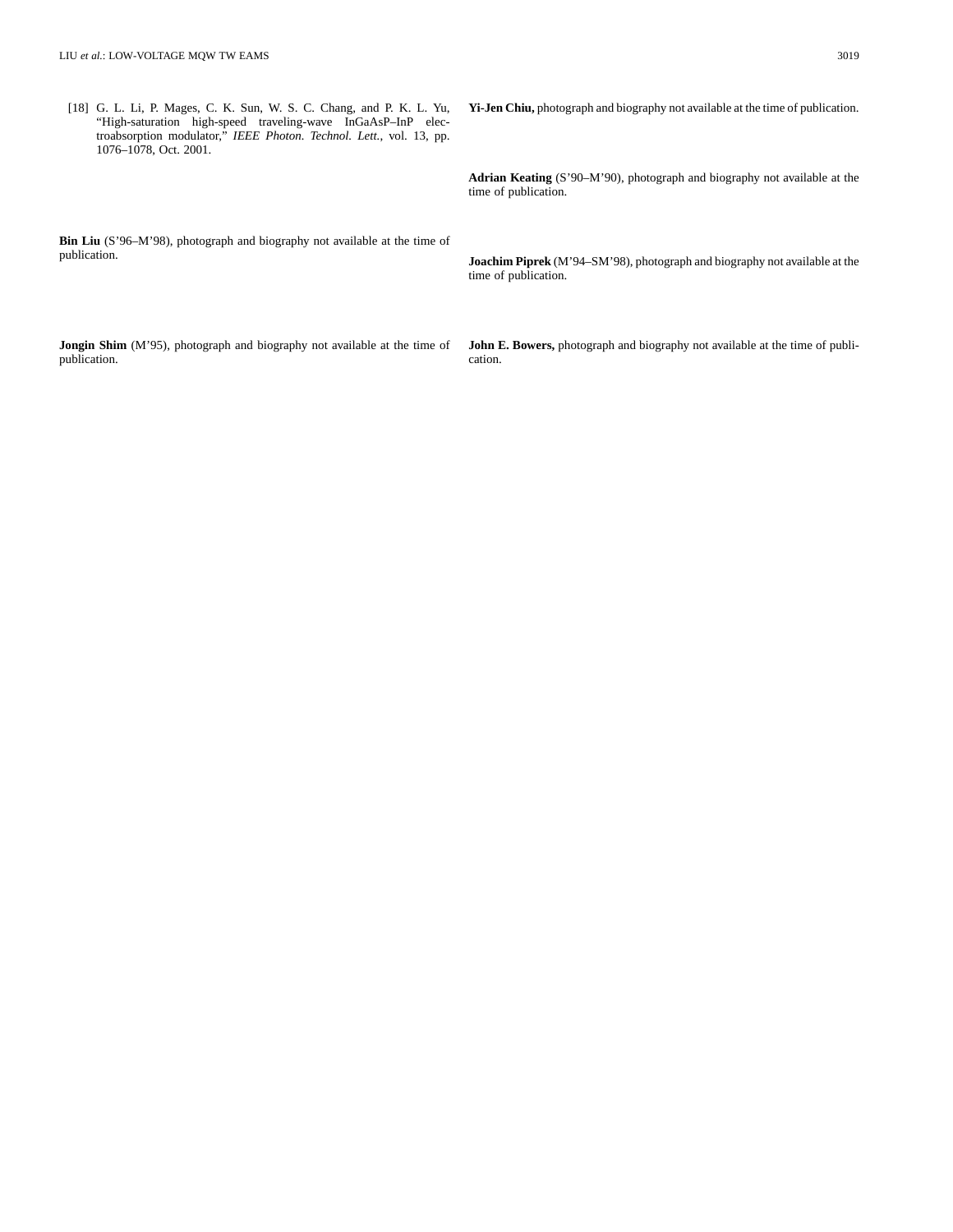[18] G. L. Li, P. Mages, C. K. Sun, W. S. C. Chang, and P. K. L. Yu, "High-saturation high-speed traveling-wave InGaAsP–InP electroabsorption modulator," *IEEE Photon. Technol. Lett.*, vol. 13, pp. 1076–1078, Oct. 2001.

**Bin Liu** (S'96–M'98), photograph and biography not available at the time of publication.

**Jongin Shim** (M'95), photograph and biography not available at the time of publication.

**Yi-Jen Chiu,** photograph and biography not available at the time of publication.

**Adrian Keating** (S'90–M'90), photograph and biography not available at the time of publication.

**Joachim Piprek** (M'94–SM'98), photograph and biography not available at the time of publication.

**John E. Bowers,** photograph and biography not available at the time of publication.